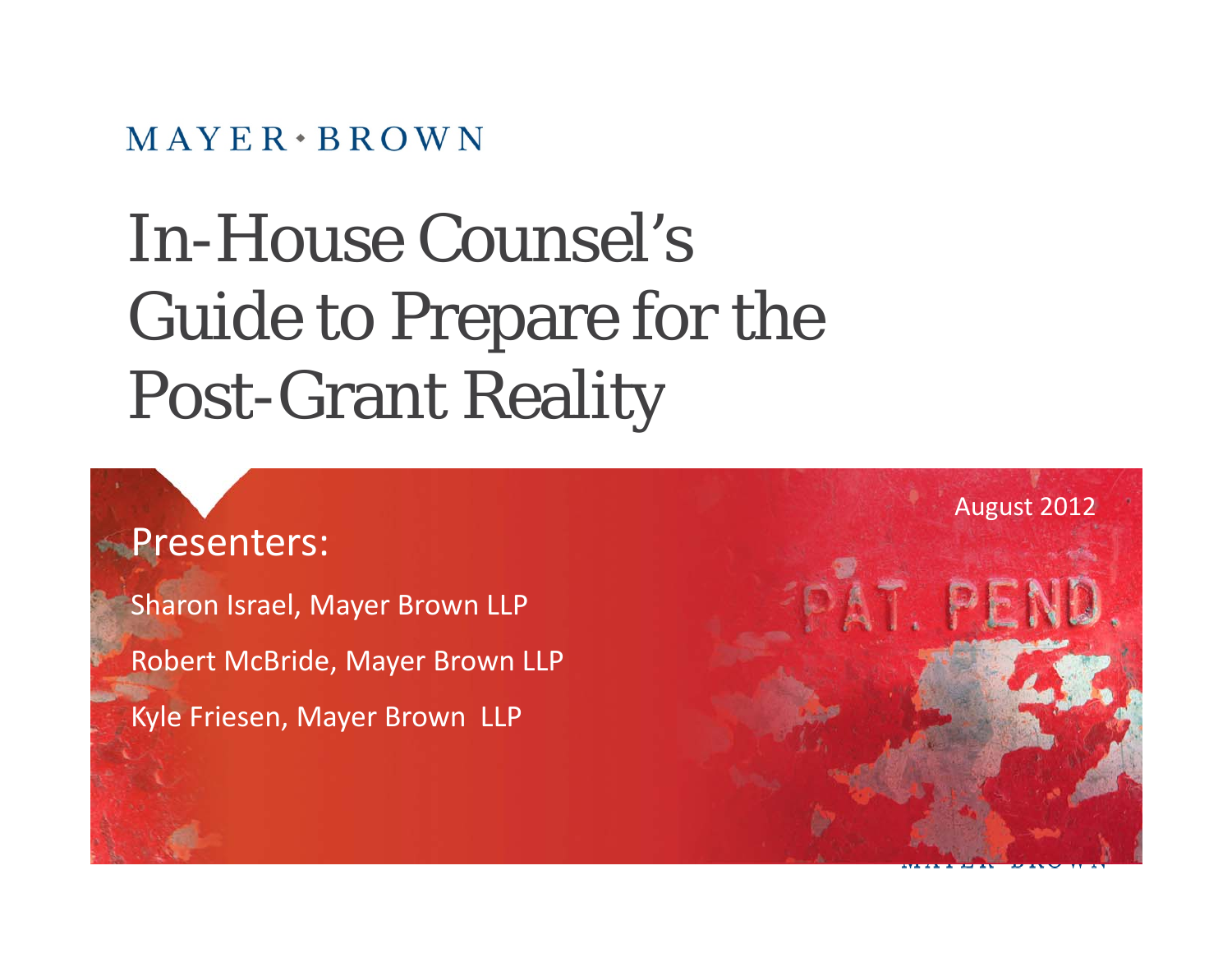MAYER • BROWN

# In-House Counsel's Guide to Prepare for the Post-Grant Reality

August 2012

## Presenters:

Sharon Israel, Mayer Brown LLP

Robert McBride, Mayer Brown LLP

Kyle Friesen, Mayer Brown LLP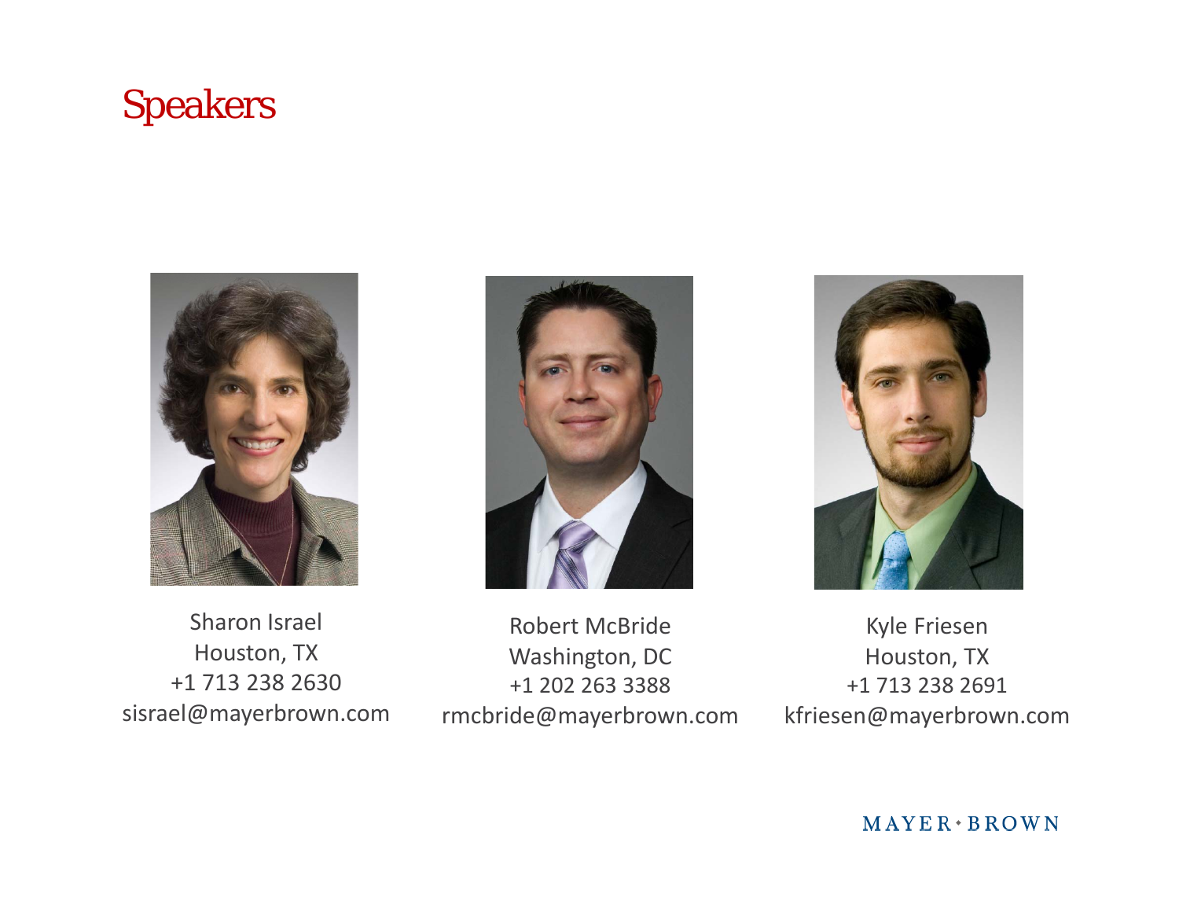# Speakers

Sharon Israel
Houston, TX
+1 713 238 2630
sisrael@mayerbrown.com

Robert McBride
Washington, DC
+1 202 263 3388
rmcbride@mayerbrown.com

Kyle Friesen
Houston, TX
+1 713 238 2691
kfriesen@mayerbrown.com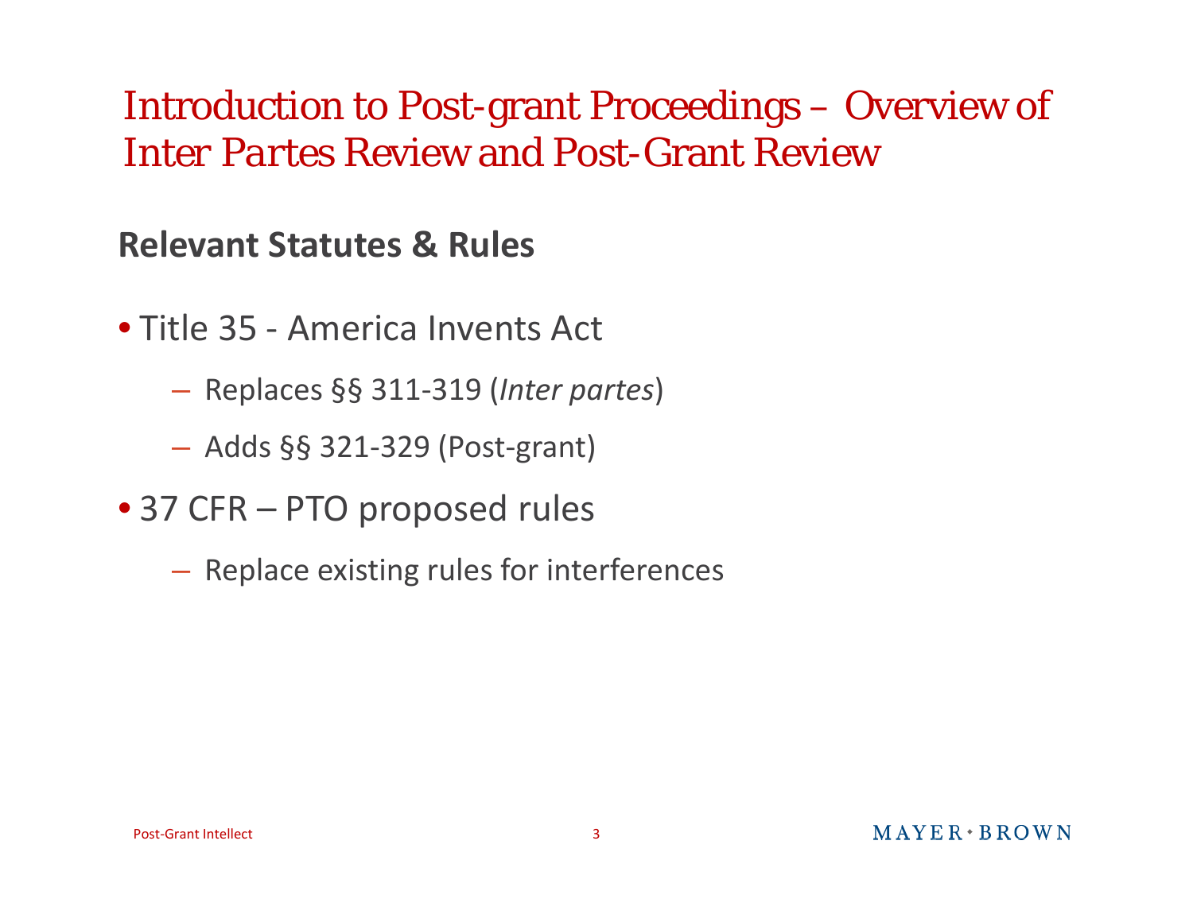# Introduction to Post-grant Proceedings – Overview of Inter Partes Review and Post-Grant Review

## Relevant Statutes & Rules

- Title 35 - America Invents Act
  - Replaces §§ 311-319 (*Inter partes*)
  - Adds §§ 321-329 (Post-grant)
- 37 CFR – PTO proposed rules
  - Replace existing rules for interferences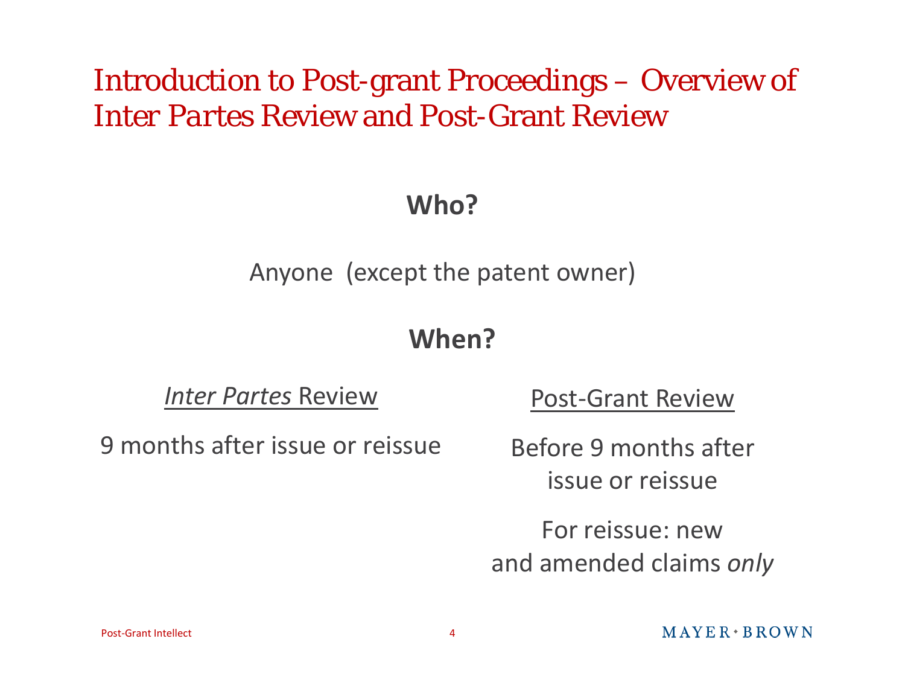# Introduction to Post-grant Proceedings – Overview of Inter Partes Review and Post-Grant Review

## Who?

Anyone (except the patent owner)

## When?

| *Inter Partes* Review | Post-Grant Review |
| --- | --- |
| 9 months after issue or reissue | Before 9 months after issue or reissue |
| | For reissue: new and amended claims *only* |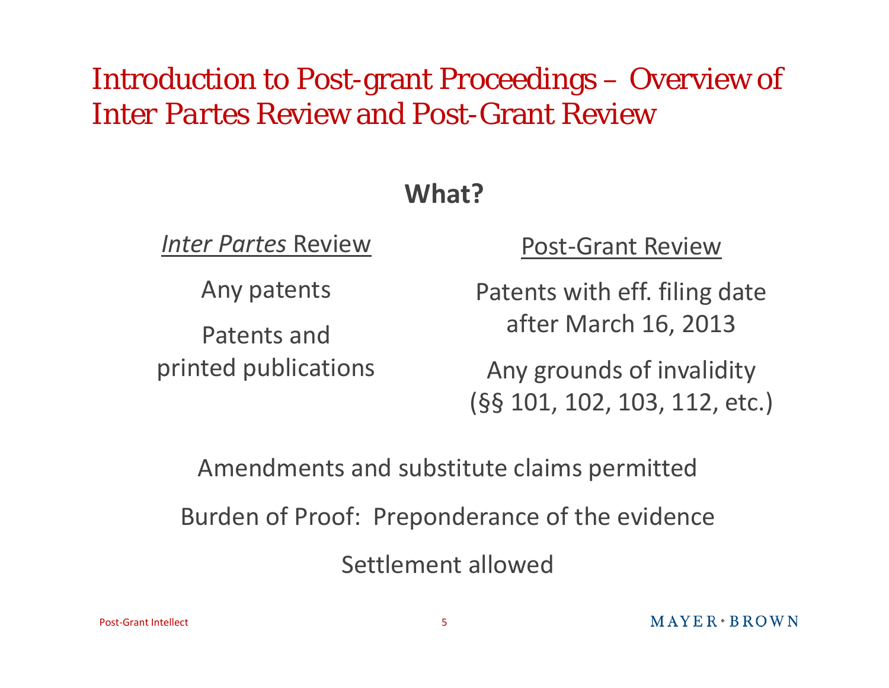# Introduction to Post-grant Proceedings – Overview of Inter Partes Review and Post-Grant Review

## What?

| *Inter Partes* Review | Post-Grant Review |
|---|---|
| Any patents | Patents with eff. filing date after March 16, 2013 |
| Patents and printed publications | Any grounds of invalidity (§§ 101, 102, 103, 112, etc.) |

Amendments and substitute claims permitted

Burden of Proof: Preponderance of the evidence

Settlement allowed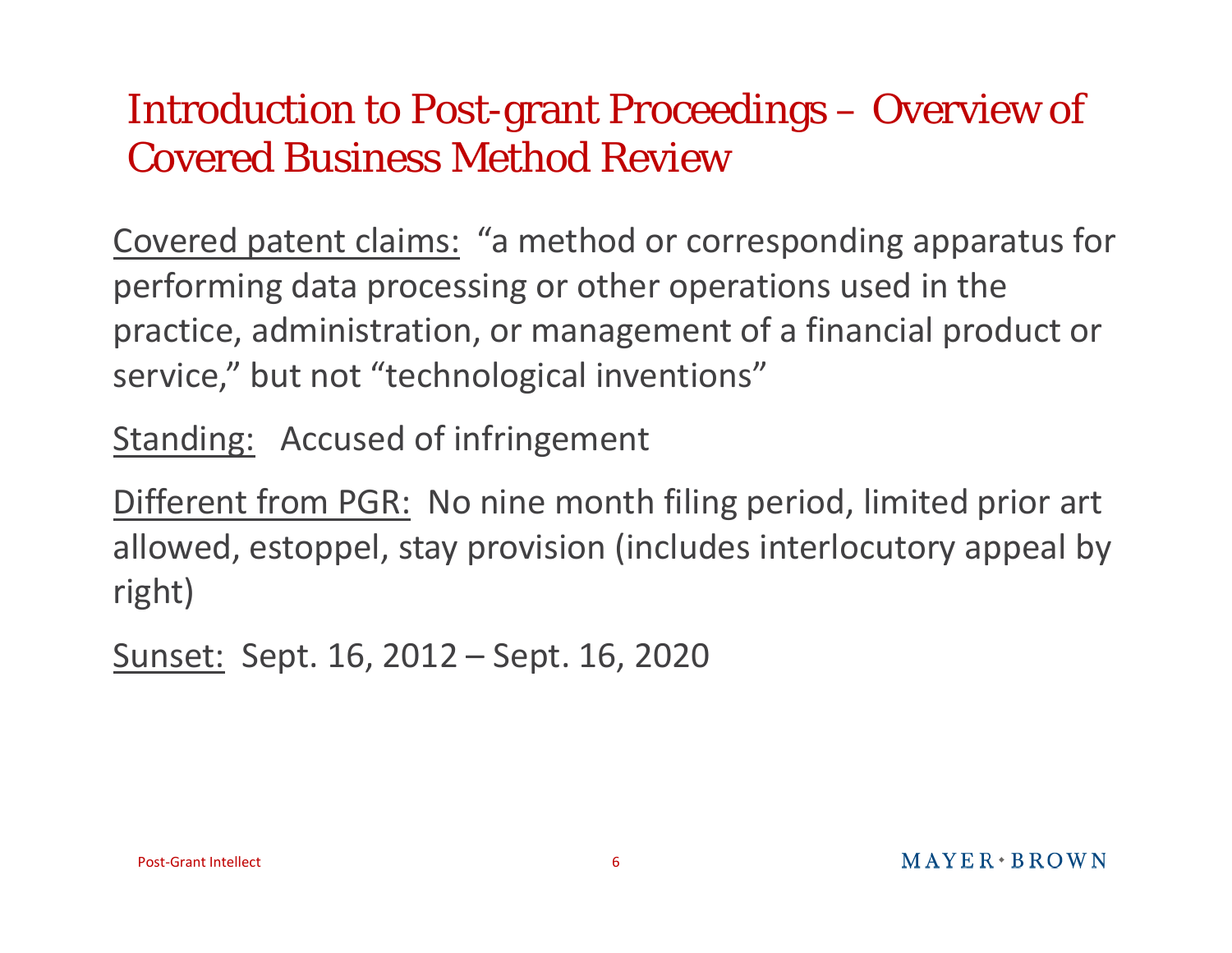# Introduction to Post-grant Proceedings – Overview of Covered Business Method Review

Covered patent claims: "a method or corresponding apparatus for performing data processing or other operations used in the practice, administration, or management of a financial product or service," but not "technological inventions"

Standing: Accused of infringement

Different from PGR: No nine month filing period, limited prior art allowed, estoppel, stay provision (includes interlocutory appeal by right)

Sunset: Sept. 16, 2012 – Sept. 16, 2020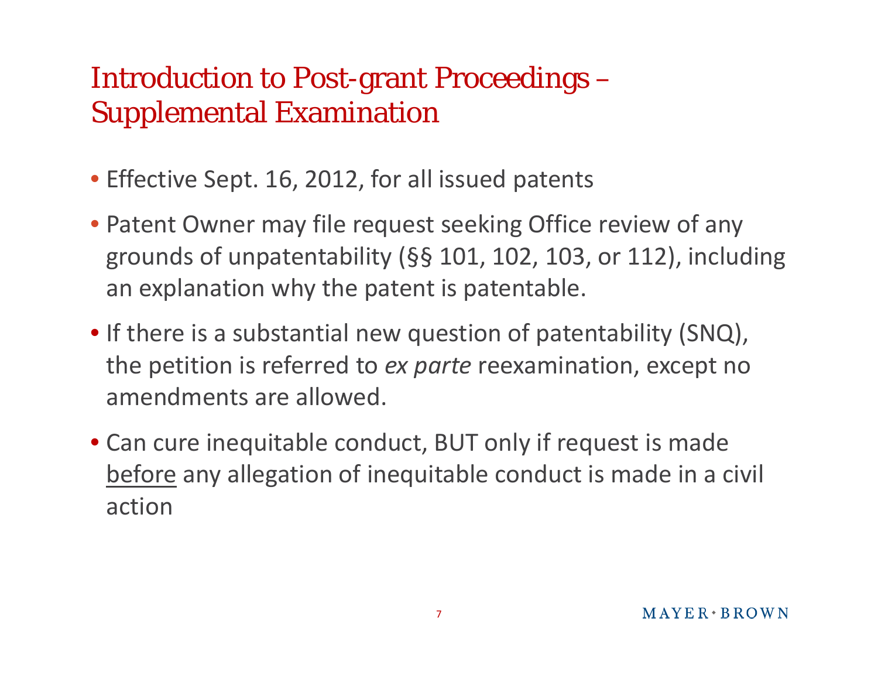# Introduction to Post-grant Proceedings – Supplemental Examination

- Effective Sept. 16, 2012, for all issued patents
- Patent Owner may file request seeking Office review of any grounds of unpatentability (§§ 101, 102, 103, or 112), including an explanation why the patent is patentable.
- If there is a substantial new question of patentability (SNQ), the petition is referred to *ex parte* reexamination, except no amendments are allowed.
- Can cure inequitable conduct, BUT only if request is made <u>before</u> any allegation of inequitable conduct is made in a civil action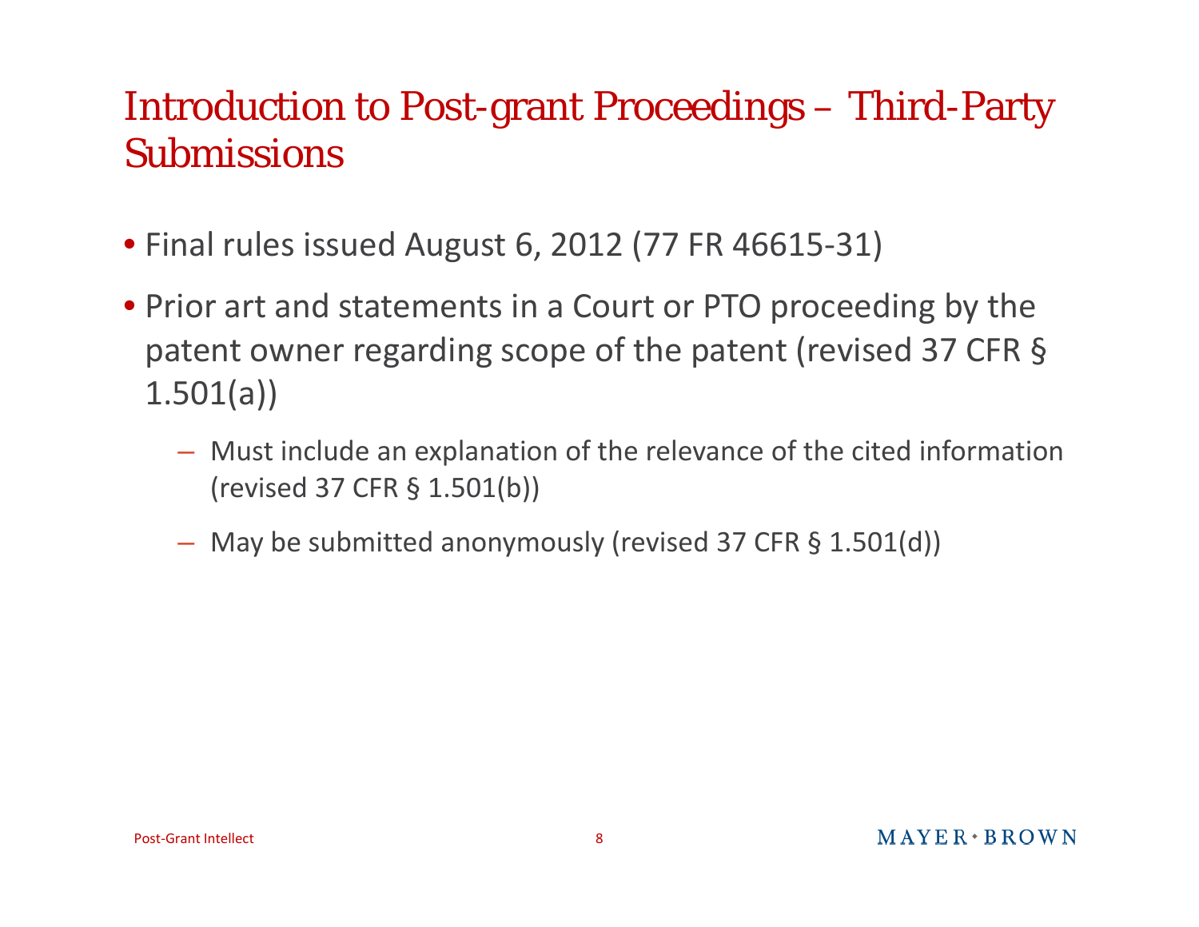# Introduction to Post-grant Proceedings – Third-Party Submissions

- Final rules issued August 6, 2012 (77 FR 46615-31)
- Prior art and statements in a Court or PTO proceeding by the patent owner regarding scope of the patent (revised 37 CFR § 1.501(a))
  - Must include an explanation of the relevance of the cited information (revised 37 CFR § 1.501(b))
  - May be submitted anonymously (revised 37 CFR § 1.501(d))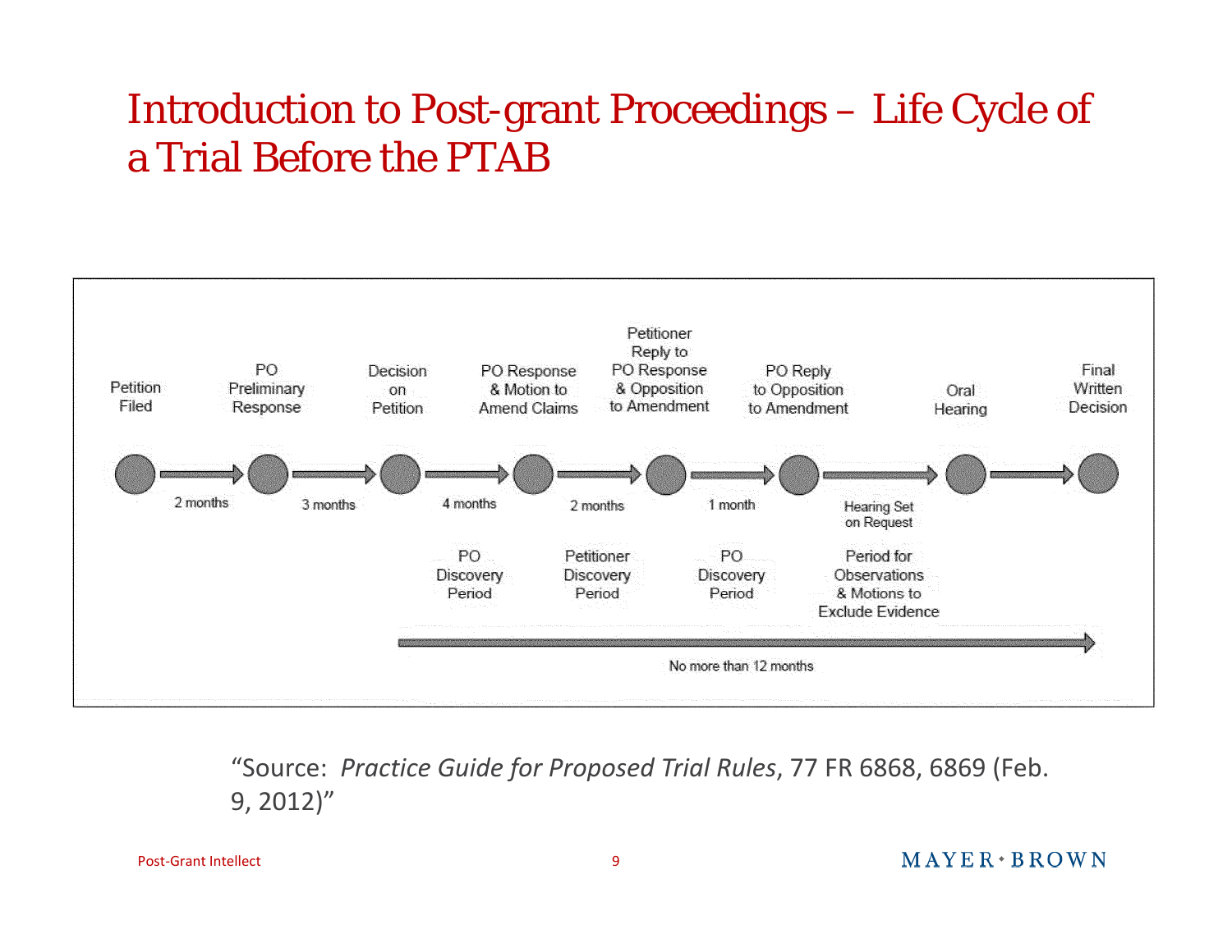# Introduction to Post-grant Proceedings – Life Cycle of a Trial Before the PTAB

| Petition Filed | → | PO Preliminary Response | → | Decision on Petition | → | PO Response & Motion to Amend Claims | → | Petitioner Reply to PO Response & Opposition to Amendment | → | PO Reply to Opposition to Amendment | → | Oral Hearing | → | Final Written Decision |
|---|---|---|---|---|---|---|---|---|---|---|---|---|---|---|
| | 2 months | | 3 months | | 4 months | | 2 months | | 1 month | | Hearing Set on Request | | | |
| | | | | | PO Discovery Period | | Petitioner Discovery Period | | PO Discovery Period | | Period for Observations & Motions to Exclude Evidence | | | |

Decision on Petition → Final Written Decision: No more than 12 months

"Source: *Practice Guide for Proposed Trial Rules*, 77 FR 6868, 6869 (Feb. 9, 2012)"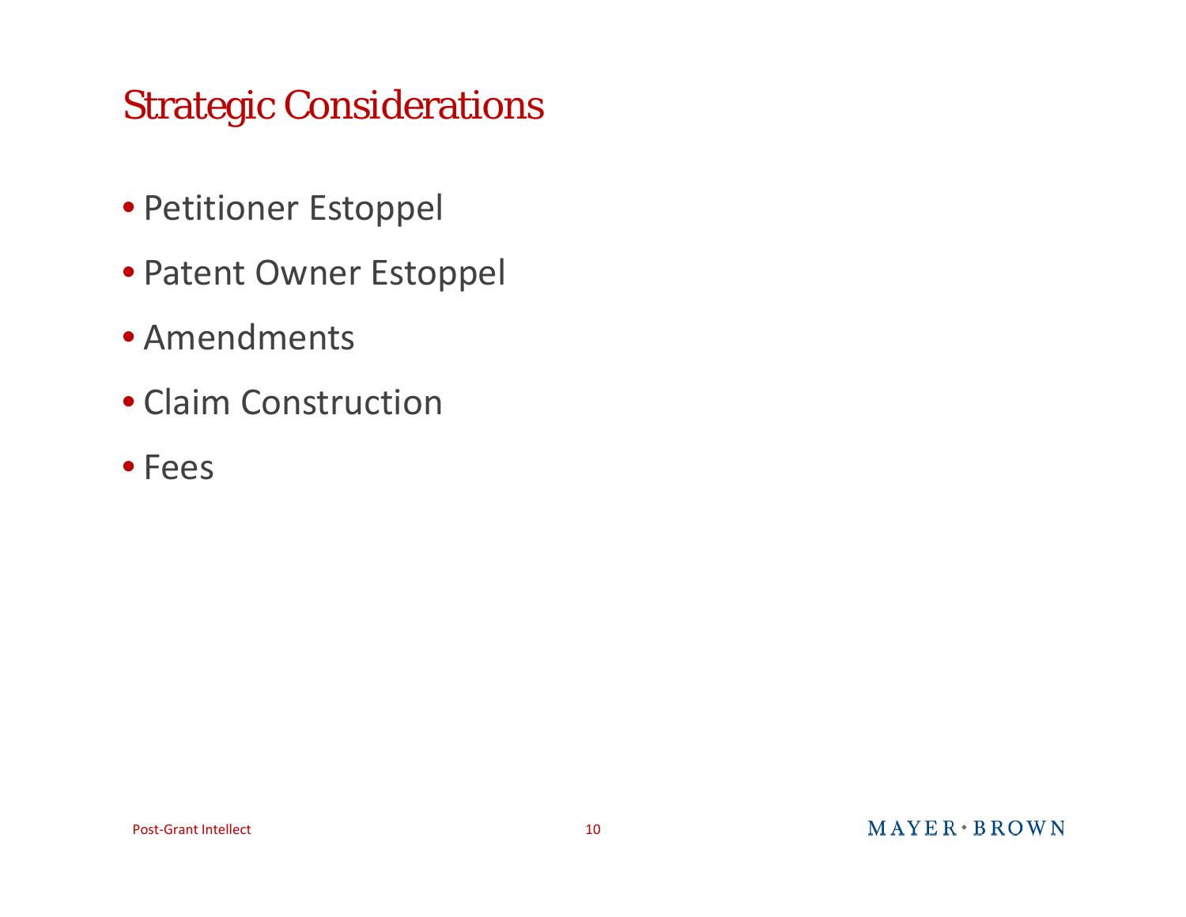# Strategic Considerations

- Petitioner Estoppel
- Patent Owner Estoppel
- Amendments
- Claim Construction
- Fees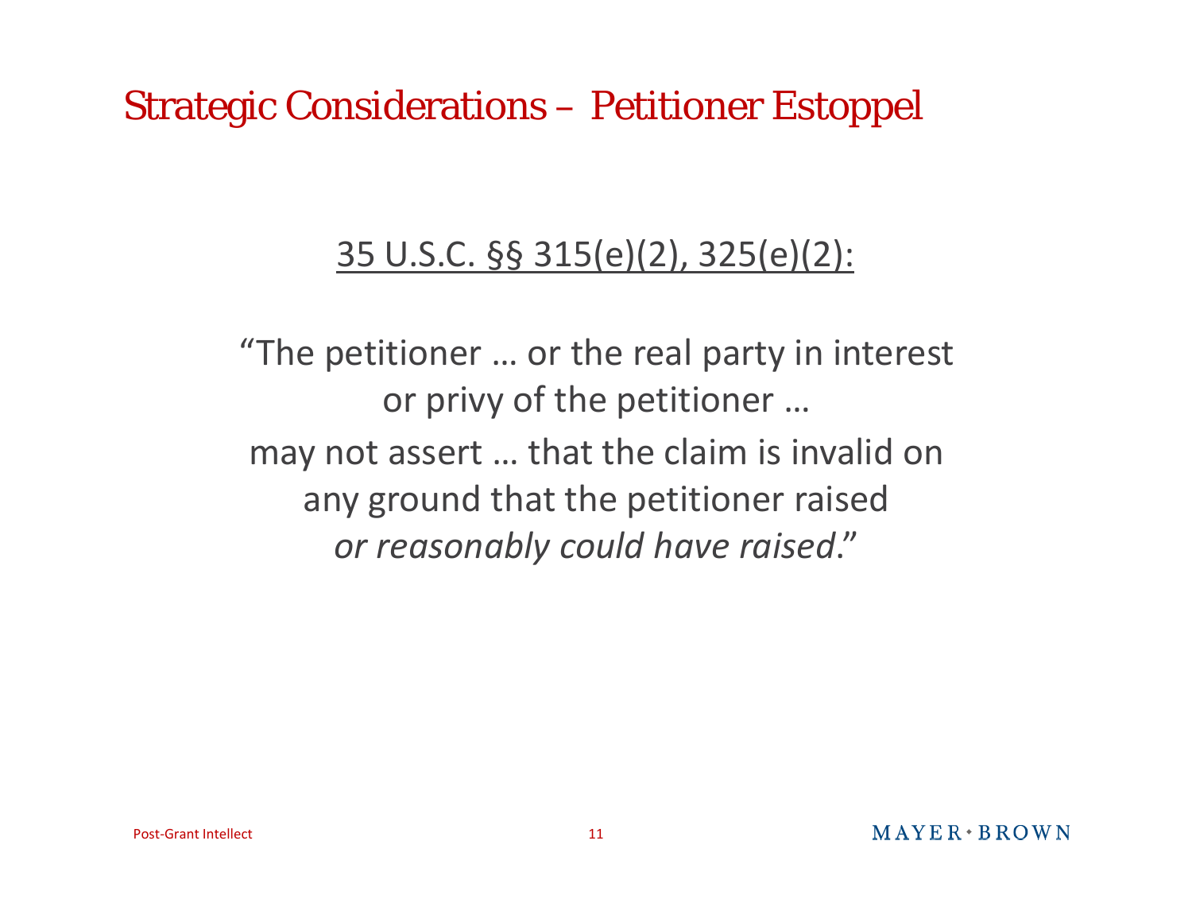# Strategic Considerations – Petitioner Estoppel

35 U.S.C. §§ 315(e)(2), 325(e)(2):

"The petitioner … or the real party in interest or privy of the petitioner … may not assert … that the claim is invalid on any ground that the petitioner raised *or reasonably could have raised*."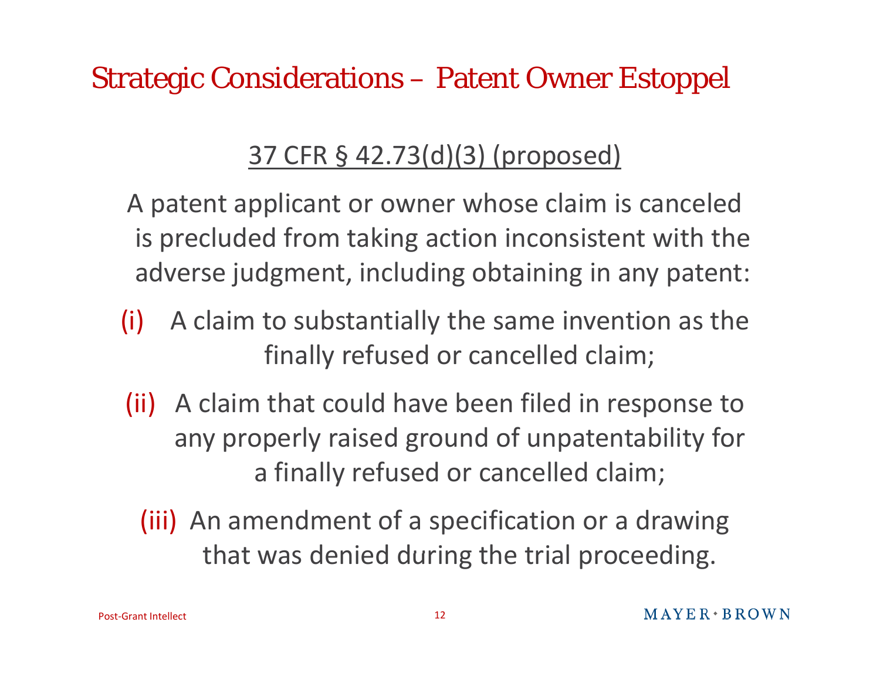## Strategic Considerations – Patent Owner Estoppel

<u>37 CFR § 42.73(d)(3) (proposed)</u>

A patent applicant or owner whose claim is canceled is precluded from taking action inconsistent with the adverse judgment, including obtaining in any patent:

(i) A claim to substantially the same invention as the finally refused or cancelled claim;

(ii) A claim that could have been filed in response to any properly raised ground of unpatentability for a finally refused or cancelled claim;

(iii) An amendment of a specification or a drawing that was denied during the trial proceeding.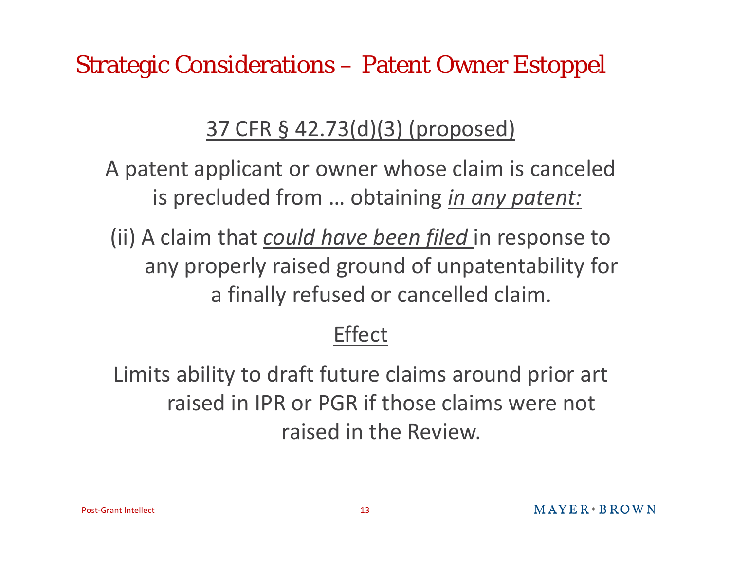# Strategic Considerations – Patent Owner Estoppel

<u>37 CFR § 42.73(d)(3) (proposed)</u>

A patent applicant or owner whose claim is canceled is precluded from … obtaining <u>*in any patent:*</u>

(ii) A claim that <u>*could have been filed*</u> in response to any properly raised ground of unpatentability for a finally refused or cancelled claim.

<u>Effect</u>

Limits ability to draft future claims around prior art raised in IPR or PGR if those claims were not raised in the Review.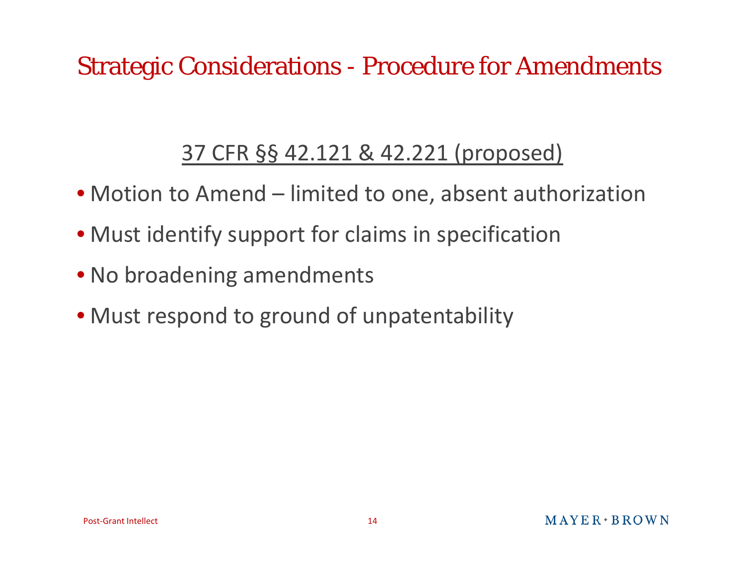# Strategic Considerations - Procedure for Amendments

## 37 CFR §§ 42.121 & 42.221 (proposed)

- Motion to Amend – limited to one, absent authorization
- Must identify support for claims in specification
- No broadening amendments
- Must respond to ground of unpatentability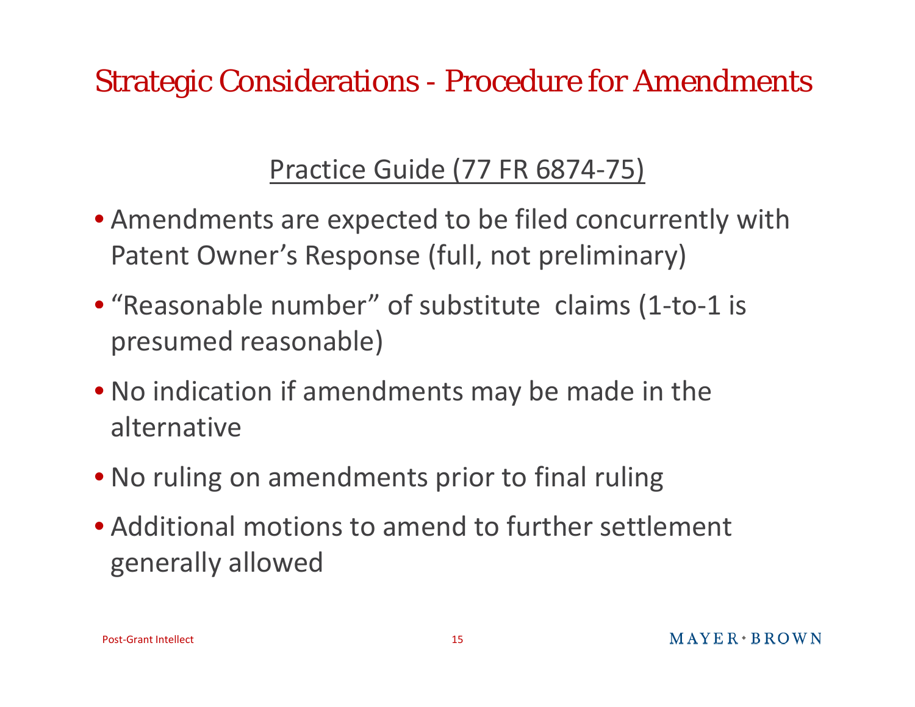# Strategic Considerations - Procedure for Amendments

## Practice Guide (77 FR 6874-75)

- Amendments are expected to be filed concurrently with Patent Owner's Response (full, not preliminary)
- "Reasonable number" of substitute claims (1-to-1 is presumed reasonable)
- No indication if amendments may be made in the alternative
- No ruling on amendments prior to final ruling
- Additional motions to amend to further settlement generally allowed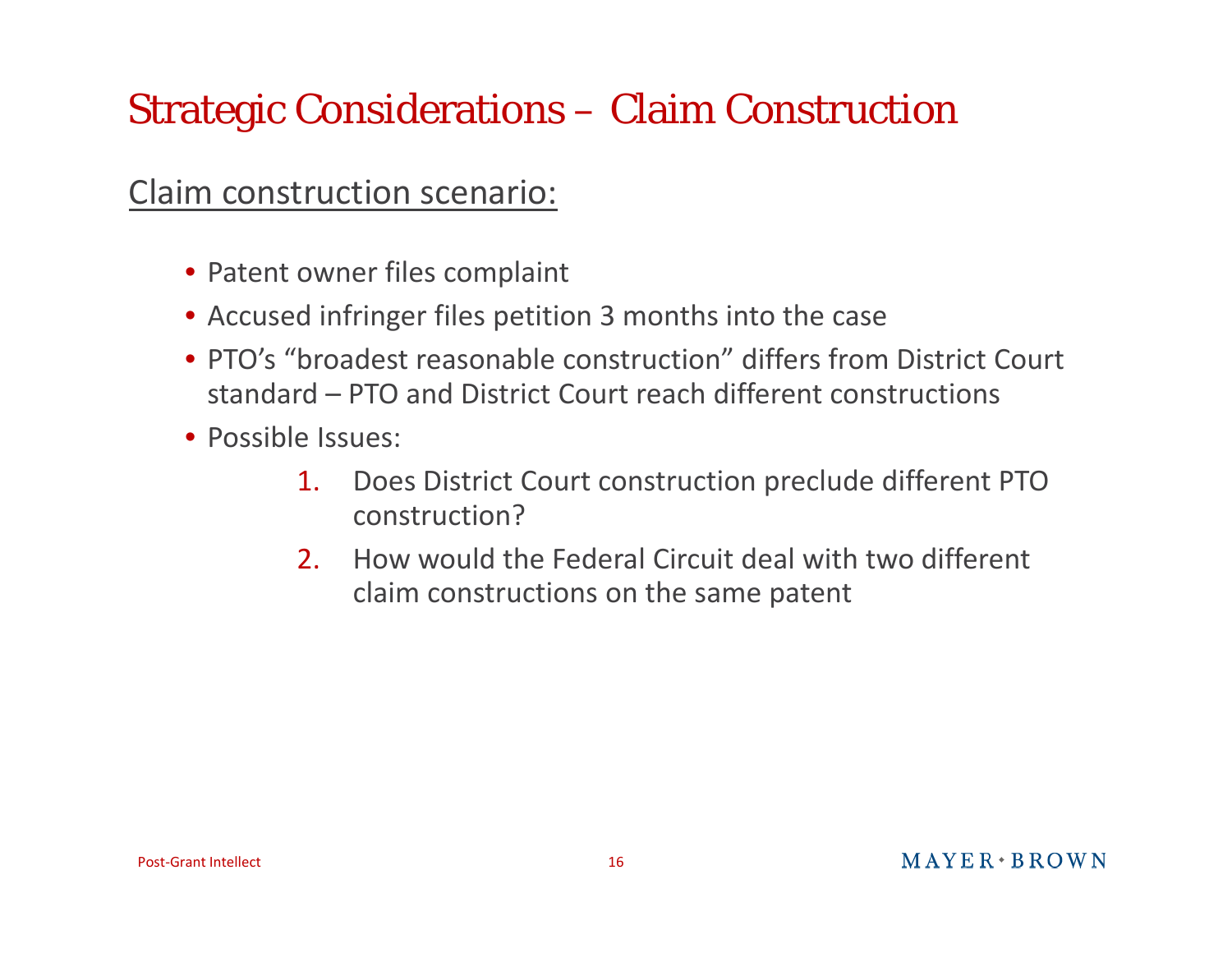# Strategic Considerations – Claim Construction

Claim construction scenario:

- Patent owner files complaint
- Accused infringer files petition 3 months into the case
- PTO's "broadest reasonable construction" differs from District Court standard – PTO and District Court reach different constructions
- Possible Issues:
  1. Does District Court construction preclude different PTO construction?
  2. How would the Federal Circuit deal with two different claim constructions on the same patent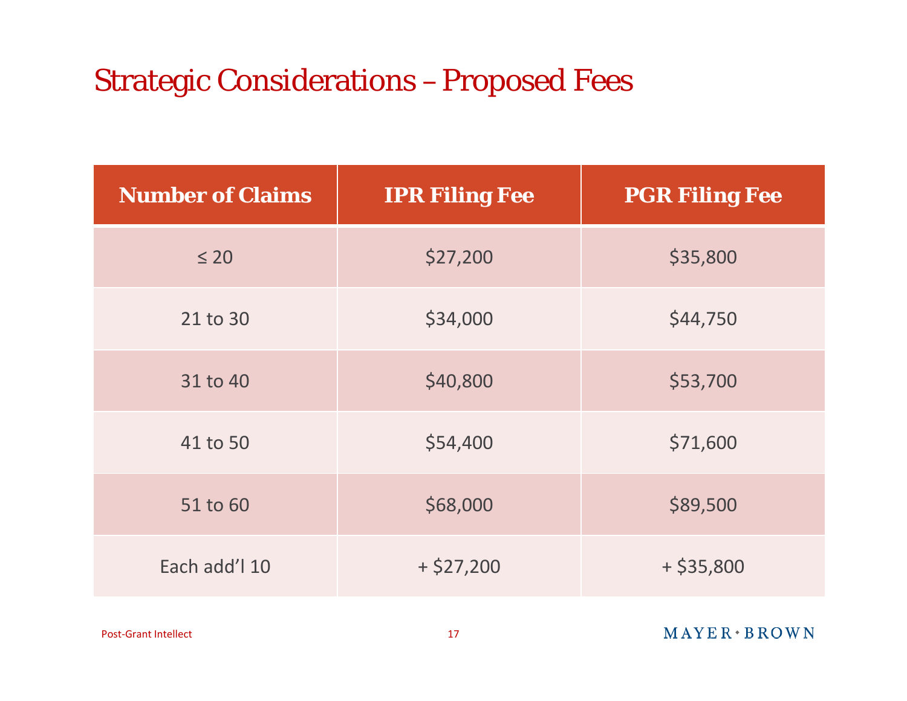# Strategic Considerations – Proposed Fees

| Number of Claims | IPR Filing Fee | PGR Filing Fee |
|---|---|---|
| ≤ 20 | $27,200 | $35,800 |
| 21 to 30 | $34,000 | $44,750 |
| 31 to 40 | $40,800 | $53,700 |
| 41 to 50 | $54,400 | $71,600 |
| 51 to 60 | $68,000 | $89,500 |
| Each add’l 10 | + $27,200 | + $35,800 |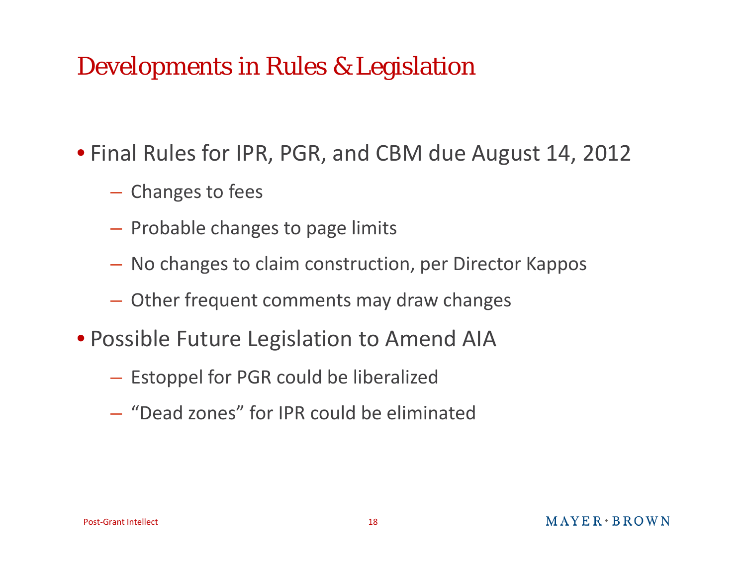# Developments in Rules & Legislation

- Final Rules for IPR, PGR, and CBM due August 14, 2012
  - Changes to fees
  - Probable changes to page limits
  - No changes to claim construction, per Director Kappos
  - Other frequent comments may draw changes
- Possible Future Legislation to Amend AIA
  - Estoppel for PGR could be liberalized
  - "Dead zones" for IPR could be eliminated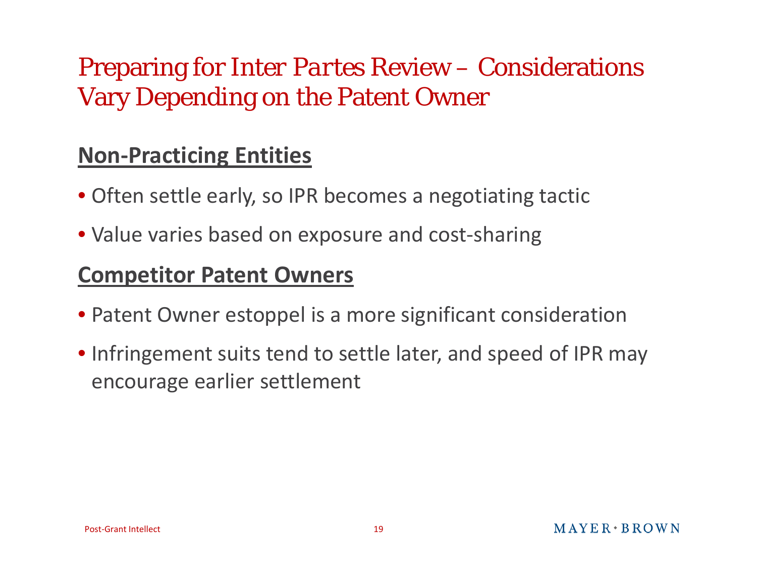# Preparing for Inter Partes Review – Considerations Vary Depending on the Patent Owner

## Non-Practicing Entities

- Often settle early, so IPR becomes a negotiating tactic
- Value varies based on exposure and cost-sharing

## Competitor Patent Owners

- Patent Owner estoppel is a more significant consideration
- Infringement suits tend to settle later, and speed of IPR may encourage earlier settlement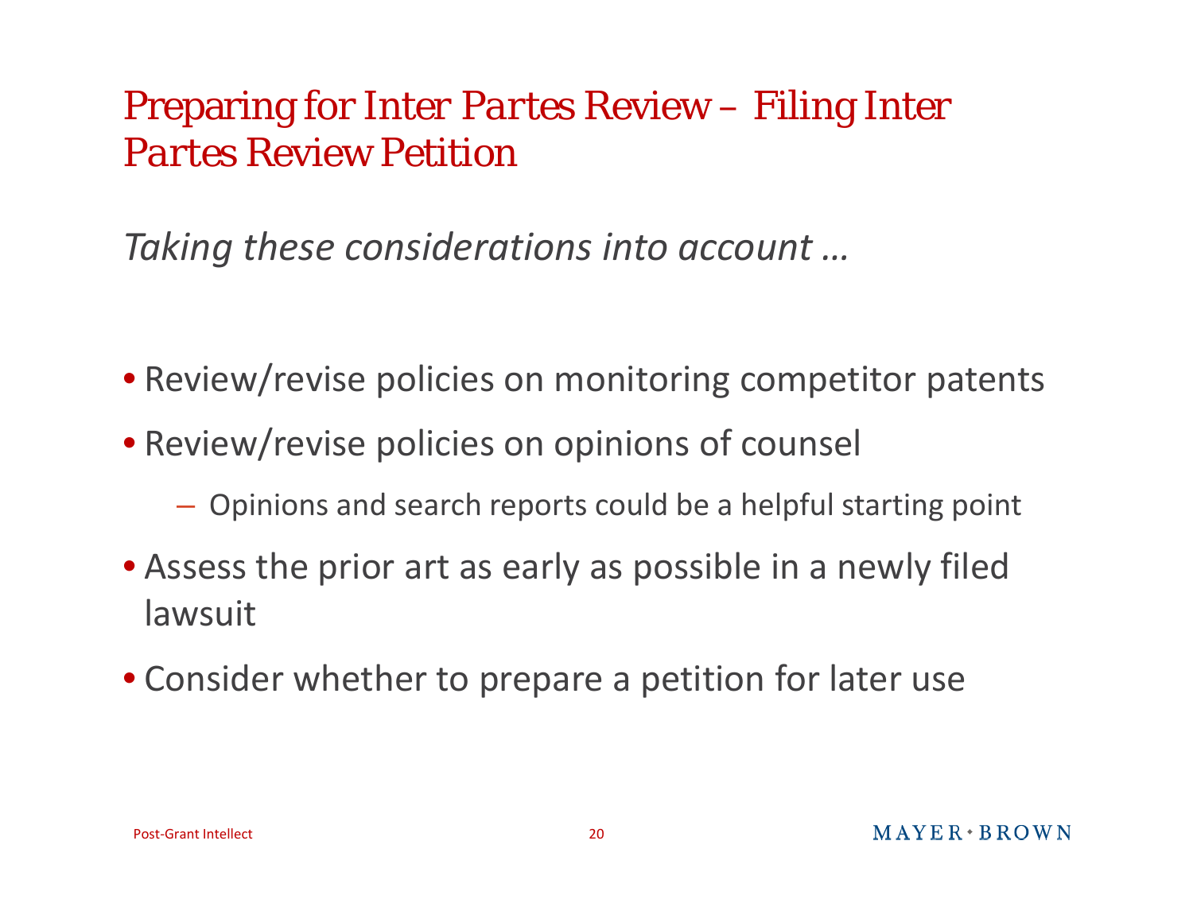# Preparing for Inter Partes Review – Filing Inter Partes Review Petition

*Taking these considerations into account …*

- Review/revise policies on monitoring competitor patents
- Review/revise policies on opinions of counsel
  - Opinions and search reports could be a helpful starting point
- Assess the prior art as early as possible in a newly filed lawsuit
- Consider whether to prepare a petition for later use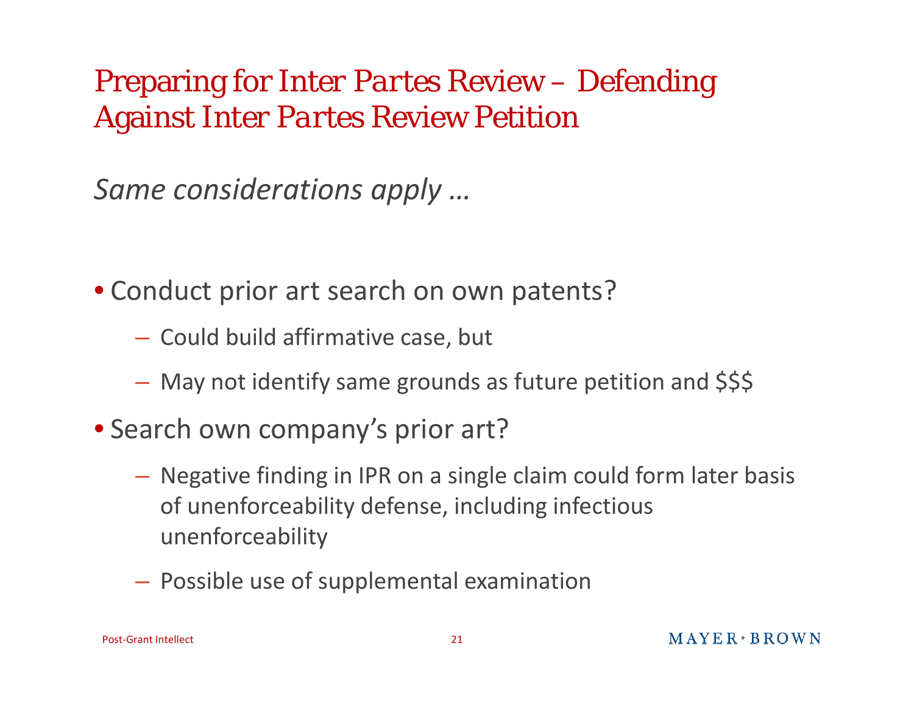# Preparing for Inter Partes Review – Defending Against Inter Partes Review Petition

*Same considerations apply …*

- Conduct prior art search on own patents?
  - Could build affirmative case, but
  - May not identify same grounds as future petition and $$$
- Search own company's prior art?
  - Negative finding in IPR on a single claim could form later basis of unenforceability defense, including infectious unenforceability
  - Possible use of supplemental examination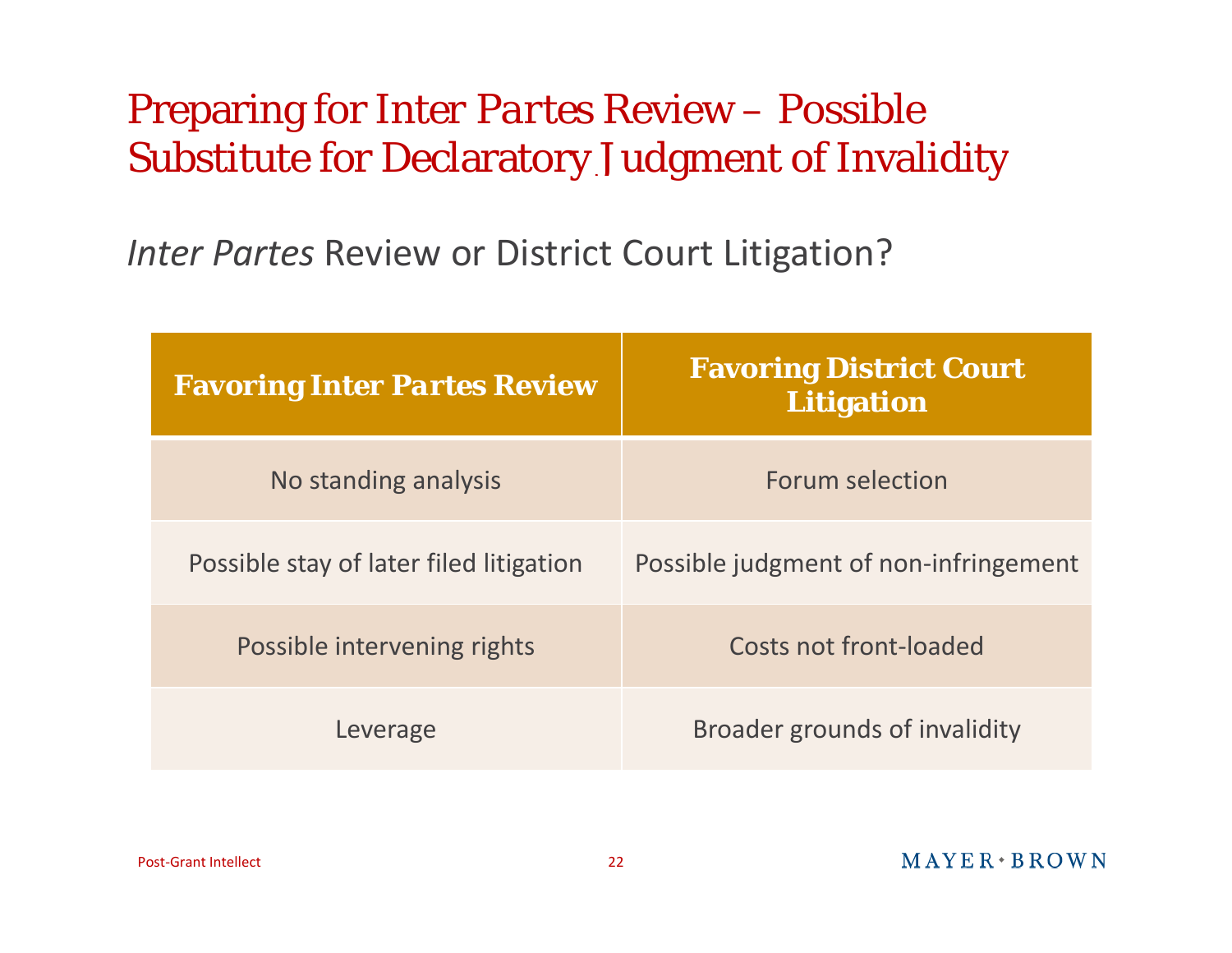# Preparing for Inter Partes Review – Possible Substitute for Declaratory Judgment of Invalidity

## *Inter Partes* Review or District Court Litigation?

| Favoring Inter Partes Review | Favoring District Court Litigation |
| --- | --- |
| No standing analysis | Forum selection |
| Possible stay of later filed litigation | Possible judgment of non-infringement |
| Possible intervening rights | Costs not front-loaded |
| Leverage | Broader grounds of invalidity |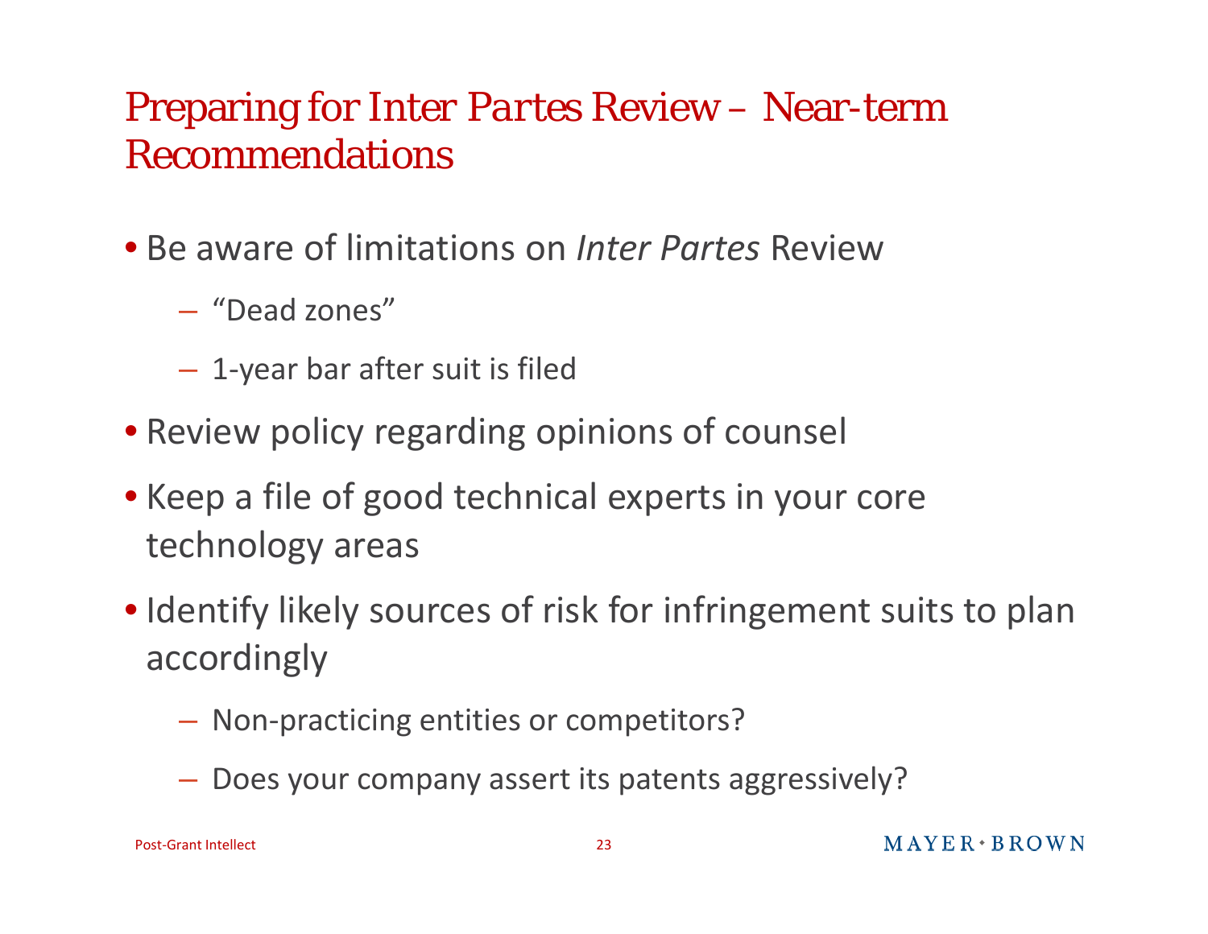# Preparing for Inter Partes Review – Near-term Recommendations

- Be aware of limitations on *Inter Partes* Review
  - "Dead zones"
  - 1-year bar after suit is filed
- Review policy regarding opinions of counsel
- Keep a file of good technical experts in your core technology areas
- Identify likely sources of risk for infringement suits to plan accordingly
  - Non-practicing entities or competitors?
  - Does your company assert its patents aggressively?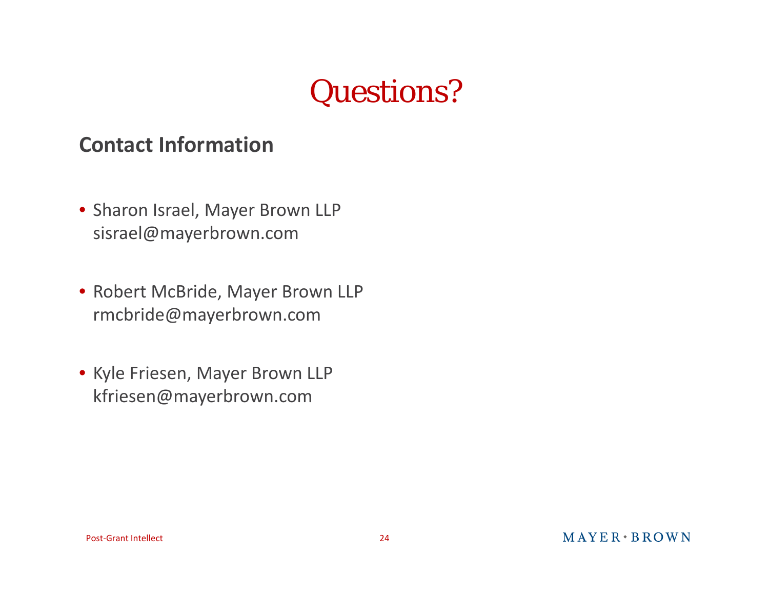# Questions?

## Contact Information

- Sharon Israel, Mayer Brown LLP
  sisrael@mayerbrown.com

- Robert McBride, Mayer Brown LLP
  rmcbride@mayerbrown.com

- Kyle Friesen, Mayer Brown LLP
  kfriesen@mayerbrown.com